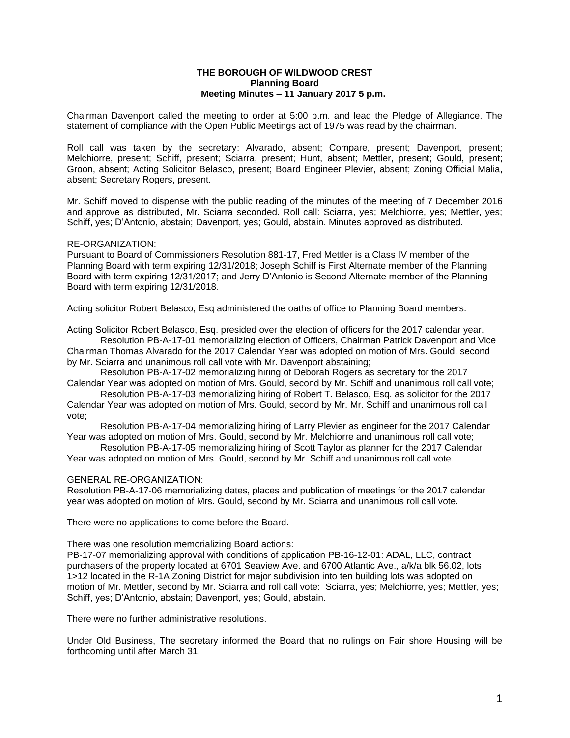**THE BOROUGH OF WILDWOOD CREST**
**Planning Board**
**Meeting Minutes – 11 January 2017 5 p.m.**

Chairman Davenport called the meeting to order at 5:00 p.m. and lead the Pledge of Allegiance. The statement of compliance with the Open Public Meetings act of 1975 was read by the chairman.

Roll call was taken by the secretary: Alvarado, absent; Compare, present; Davenport, present; Melchiorre, present; Schiff, present; Sciarra, present; Hunt, absent; Mettler, present; Gould, present; Groon, absent; Acting Solicitor Belasco, present; Board Engineer Plevier, absent; Zoning Official Malia, absent; Secretary Rogers, present.

Mr. Schiff moved to dispense with the public reading of the minutes of the meeting of 7 December 2016 and approve as distributed, Mr. Sciarra seconded. Roll call: Sciarra, yes; Melchiorre, yes; Mettler, yes; Schiff, yes; D'Antonio, abstain; Davenport, yes; Gould, abstain. Minutes approved as distributed.

RE-ORGANIZATION:
Pursuant to Board of Commissioners Resolution 881-17, Fred Mettler is a Class IV member of the Planning Board with term expiring 12/31/2018; Joseph Schiff is First Alternate member of the Planning Board with term expiring 12/31/2017; and Jerry D'Antonio is Second Alternate member of the Planning Board with term expiring 12/31/2018.

Acting solicitor Robert Belasco, Esq administered the oaths of office to Planning Board members.

Acting Solicitor Robert Belasco, Esq. presided over the election of officers for the 2017 calendar year.

Resolution PB-A-17-01 memorializing election of Officers, Chairman Patrick Davenport and Vice Chairman Thomas Alvarado for the 2017 Calendar Year was adopted on motion of Mrs. Gould, second by Mr. Sciarra and unanimous roll call vote with Mr. Davenport abstaining;

Resolution PB-A-17-02 memorializing hiring of Deborah Rogers as secretary for the 2017 Calendar Year was adopted on motion of Mrs. Gould, second by Mr. Schiff and unanimous roll call vote;

Resolution PB-A-17-03 memorializing hiring of Robert T. Belasco, Esq. as solicitor for the 2017 Calendar Year was adopted on motion of Mrs. Gould, second by Mr. Mr. Schiff and unanimous roll call vote;

Resolution PB-A-17-04 memorializing hiring of Larry Plevier as engineer for the 2017 Calendar Year was adopted on motion of Mrs. Gould, second by Mr. Melchiorre and unanimous roll call vote;

Resolution PB-A-17-05 memorializing hiring of Scott Taylor as planner for the 2017 Calendar Year was adopted on motion of Mrs. Gould, second by Mr. Schiff and unanimous roll call vote.

GENERAL RE-ORGANIZATION:
Resolution PB-A-17-06 memorializing dates, places and publication of meetings for the 2017 calendar year was adopted on motion of Mrs. Gould, second by Mr. Sciarra and unanimous roll call vote.

There were no applications to come before the Board.

There was one resolution memorializing Board actions:
PB-17-07 memorializing approval with conditions of application PB-16-12-01: ADAL, LLC, contract purchasers of the property located at 6701 Seaview Ave. and 6700 Atlantic Ave., a/k/a blk 56.02, lots 1>12 located in the R-1A Zoning District for major subdivision into ten building lots was adopted on motion of Mr. Mettler, second by Mr. Sciarra and roll call vote: Sciarra, yes; Melchiorre, yes; Mettler, yes; Schiff, yes; D'Antonio, abstain; Davenport, yes; Gould, abstain.

There were no further administrative resolutions.

Under Old Business, The secretary informed the Board that no rulings on Fair shore Housing will be forthcoming until after March 31.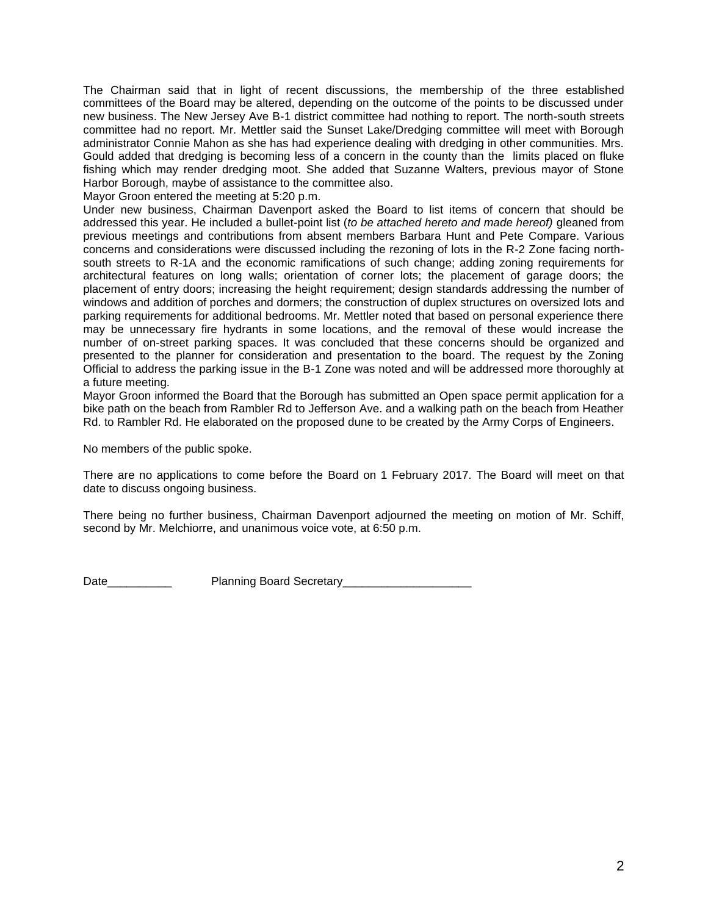The Chairman said that in light of recent discussions, the membership of the three established committees of the Board may be altered, depending on the outcome of the points to be discussed under new business. The New Jersey Ave B-1 district committee had nothing to report. The north-south streets committee had no report. Mr. Mettler said the Sunset Lake/Dredging committee will meet with Borough administrator Connie Mahon as she has had experience dealing with dredging in other communities. Mrs. Gould added that dredging is becoming less of a concern in the county than the limits placed on fluke fishing which may render dredging moot. She added that Suzanne Walters, previous mayor of Stone Harbor Borough, maybe of assistance to the committee also.

Mayor Groon entered the meeting at 5:20 p.m.

Under new business, Chairman Davenport asked the Board to list items of concern that should be addressed this year. He included a bullet-point list (*to be attached hereto and made hereof)* gleaned from previous meetings and contributions from absent members Barbara Hunt and Pete Compare. Various concerns and considerations were discussed including the rezoning of lots in the R-2 Zone facing north-south streets to R-1A and the economic ramifications of such change; adding zoning requirements for architectural features on long walls; orientation of corner lots; the placement of garage doors; the placement of entry doors; increasing the height requirement; design standards addressing the number of windows and addition of porches and dormers; the construction of duplex structures on oversized lots and parking requirements for additional bedrooms. Mr. Mettler noted that based on personal experience there may be unnecessary fire hydrants in some locations, and the removal of these would increase the number of on-street parking spaces. It was concluded that these concerns should be organized and presented to the planner for consideration and presentation to the board. The request by the Zoning Official to address the parking issue in the B-1 Zone was noted and will be addressed more thoroughly at a future meeting.

Mayor Groon informed the Board that the Borough has submitted an Open space permit application for a bike path on the beach from Rambler Rd to Jefferson Ave. and a walking path on the beach from Heather Rd. to Rambler Rd. He elaborated on the proposed dune to be created by the Army Corps of Engineers.

No members of the public spoke.

There are no applications to come before the Board on 1 February 2017. The Board will meet on that date to discuss ongoing business.

There being no further business, Chairman Davenport adjourned the meeting on motion of Mr. Schiff, second by Mr. Melchiorre, and unanimous voice vote, at 6:50 p.m.

Date__________ Planning Board Secretary____________________